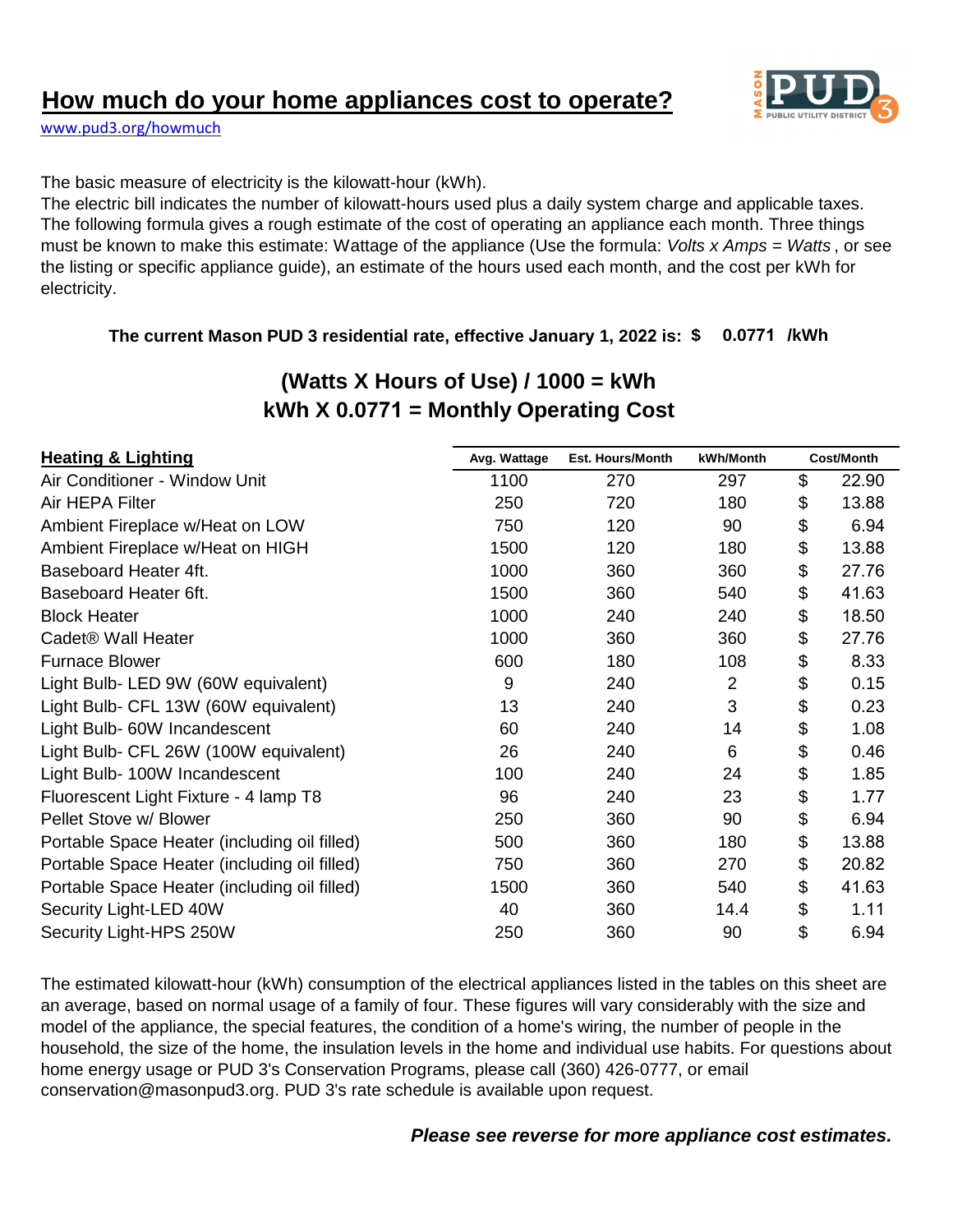# How much do your home appliances cost to operate?

www.pud3.org/howmuch

The basic measure of electricity is the kilowatt-hour (kWh).
The electric bill indicates the number of kilowatt-hours used plus a daily system charge and applicable taxes. The following formula gives a rough estimate of the cost of operating an appliance each month. Three things must be known to make this estimate: Wattage of the appliance (Use the formula: *Volts x Amps = Watts*, or see the listing or specific appliance guide), an estimate of the hours used each month, and the cost per kWh for electricity.

**The current Mason PUD 3 residential rate, effective January 1, 2022 is: $ 0.0771 /kWh**

## (Watts X Hours of Use) / 1000 = kWh
## kWh X 0.0771 = Monthly Operating Cost

| **Heating & Lighting** | Avg. Wattage | Est. Hours/Month | kWh/Month | Cost/Month |
|---|---|---|---|---|
| Air Conditioner - Window Unit | 1100 | 270 | 297 | $ 22.90 |
| Air HEPA Filter | 250 | 720 | 180 | $ 13.88 |
| Ambient Fireplace w/Heat on LOW | 750 | 120 | 90 | $ 6.94 |
| Ambient Fireplace w/Heat on HIGH | 1500 | 120 | 180 | $ 13.88 |
| Baseboard Heater 4ft. | 1000 | 360 | 360 | $ 27.76 |
| Baseboard Heater 6ft. | 1500 | 360 | 540 | $ 41.63 |
| Block Heater | 1000 | 240 | 240 | $ 18.50 |
| Cadet® Wall Heater | 1000 | 360 | 360 | $ 27.76 |
| Furnace Blower | 600 | 180 | 108 | $ 8.33 |
| Light Bulb- LED 9W (60W equivalent) | 9 | 240 | 2 | $ 0.15 |
| Light Bulb- CFL 13W (60W equivalent) | 13 | 240 | 3 | $ 0.23 |
| Light Bulb- 60W Incandescent | 60 | 240 | 14 | $ 1.08 |
| Light Bulb- CFL 26W (100W equivalent) | 26 | 240 | 6 | $ 0.46 |
| Light Bulb- 100W Incandescent | 100 | 240 | 24 | $ 1.85 |
| Fluorescent Light Fixture - 4 lamp T8 | 96 | 240 | 23 | $ 1.77 |
| Pellet Stove w/ Blower | 250 | 360 | 90 | $ 6.94 |
| Portable Space Heater (including oil filled) | 500 | 360 | 180 | $ 13.88 |
| Portable Space Heater (including oil filled) | 750 | 360 | 270 | $ 20.82 |
| Portable Space Heater (including oil filled) | 1500 | 360 | 540 | $ 41.63 |
| Security Light-LED 40W | 40 | 360 | 14.4 | $ 1.11 |
| Security Light-HPS 250W | 250 | 360 | 90 | $ 6.94 |

The estimated kilowatt-hour (kWh) consumption of the electrical appliances listed in the tables on this sheet are an average, based on normal usage of a family of four. These figures will vary considerably with the size and model of the appliance, the special features, the condition of a home's wiring, the number of people in the household, the size of the home, the insulation levels in the home and individual use habits. For questions about home energy usage or PUD 3's Conservation Programs, please call (360) 426-0777, or email conservation@masonpud3.org. PUD 3's rate schedule is available upon request.

***Please see reverse for more appliance cost estimates.***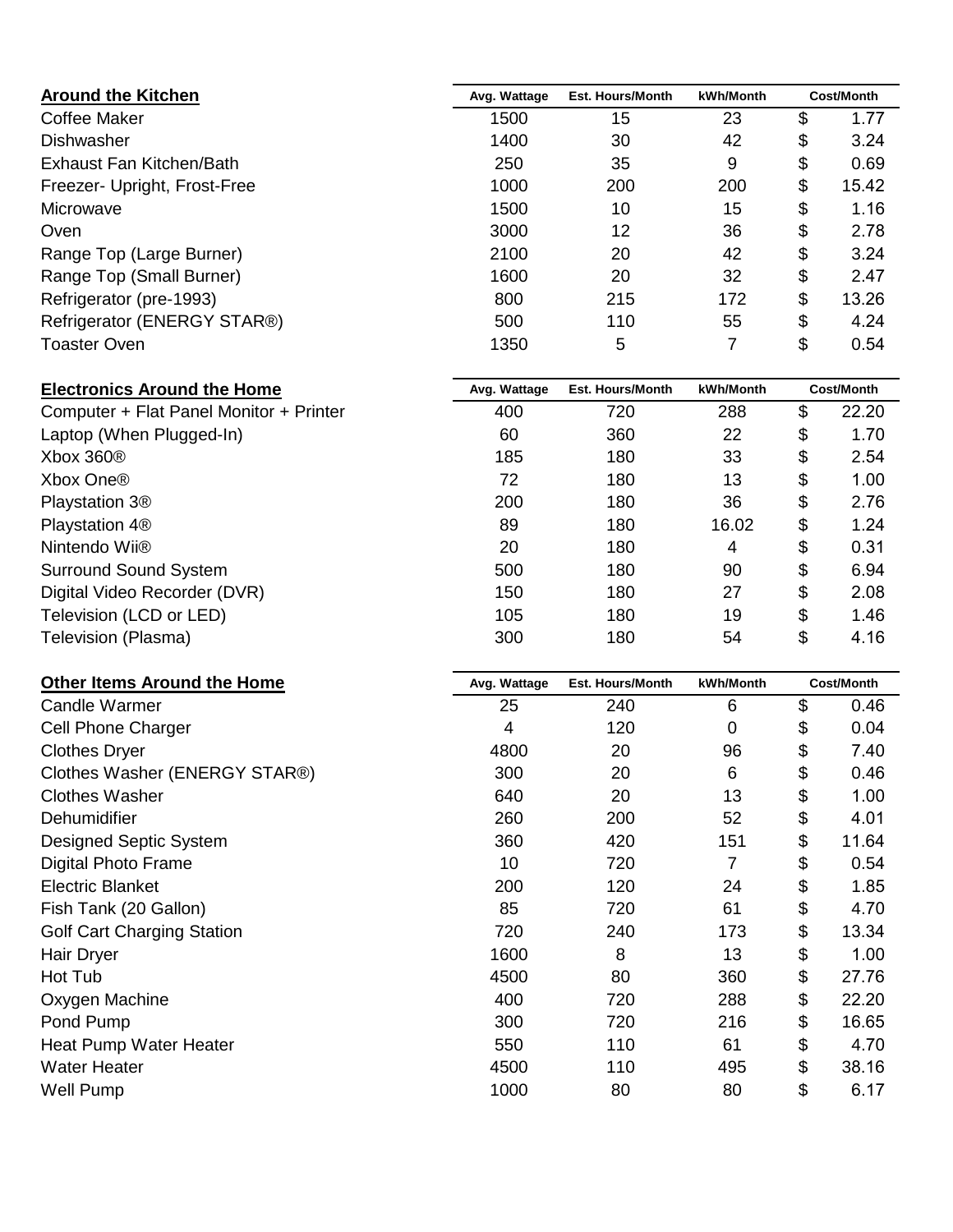| Around the Kitchen | Avg. Wattage | Est. Hours/Month | kWh/Month | Cost/Month |
|---|---|---|---|---|
| Coffee Maker | 1500 | 15 | 23 | $ 1.77 |
| Dishwasher | 1400 | 30 | 42 | $ 3.24 |
| Exhaust Fan Kitchen/Bath | 250 | 35 | 9 | $ 0.69 |
| Freezer- Upright, Frost-Free | 1000 | 200 | 200 | $ 15.42 |
| Microwave | 1500 | 10 | 15 | $ 1.16 |
| Oven | 3000 | 12 | 36 | $ 2.78 |
| Range Top (Large Burner) | 2100 | 20 | 42 | $ 3.24 |
| Range Top (Small Burner) | 1600 | 20 | 32 | $ 2.47 |
| Refrigerator (pre-1993) | 800 | 215 | 172 | $ 13.26 |
| Refrigerator (ENERGY STAR®) | 500 | 110 | 55 | $ 4.24 |
| Toaster Oven | 1350 | 5 | 7 | $ 0.54 |

| Electronics Around the Home | Avg. Wattage | Est. Hours/Month | kWh/Month | Cost/Month |
|---|---|---|---|---|
| Computer + Flat Panel Monitor + Printer | 400 | 720 | 288 | $ 22.20 |
| Laptop (When Plugged-In) | 60 | 360 | 22 | $ 1.70 |
| Xbox 360® | 185 | 180 | 33 | $ 2.54 |
| Xbox One® | 72 | 180 | 13 | $ 1.00 |
| Playstation 3® | 200 | 180 | 36 | $ 2.76 |
| Playstation 4® | 89 | 180 | 16.02 | $ 1.24 |
| Nintendo Wii® | 20 | 180 | 4 | $ 0.31 |
| Surround Sound System | 500 | 180 | 90 | $ 6.94 |
| Digital Video Recorder (DVR) | 150 | 180 | 27 | $ 2.08 |
| Television (LCD or LED) | 105 | 180 | 19 | $ 1.46 |
| Television (Plasma) | 300 | 180 | 54 | $ 4.16 |

| Other Items Around the Home | Avg. Wattage | Est. Hours/Month | kWh/Month | Cost/Month |
|---|---|---|---|---|
| Candle Warmer | 25 | 240 | 6 | $ 0.46 |
| Cell Phone Charger | 4 | 120 | 0 | $ 0.04 |
| Clothes Dryer | 4800 | 20 | 96 | $ 7.40 |
| Clothes Washer (ENERGY STAR®) | 300 | 20 | 6 | $ 0.46 |
| Clothes Washer | 640 | 20 | 13 | $ 1.00 |
| Dehumidifier | 260 | 200 | 52 | $ 4.01 |
| Designed Septic System | 360 | 420 | 151 | $ 11.64 |
| Digital Photo Frame | 10 | 720 | 7 | $ 0.54 |
| Electric Blanket | 200 | 120 | 24 | $ 1.85 |
| Fish Tank (20 Gallon) | 85 | 720 | 61 | $ 4.70 |
| Golf Cart Charging Station | 720 | 240 | 173 | $ 13.34 |
| Hair Dryer | 1600 | 8 | 13 | $ 1.00 |
| Hot Tub | 4500 | 80 | 360 | $ 27.76 |
| Oxygen Machine | 400 | 720 | 288 | $ 22.20 |
| Pond Pump | 300 | 720 | 216 | $ 16.65 |
| Heat Pump Water Heater | 550 | 110 | 61 | $ 4.70 |
| Water Heater | 4500 | 110 | 495 | $ 38.16 |
| Well Pump | 1000 | 80 | 80 | $ 6.17 |